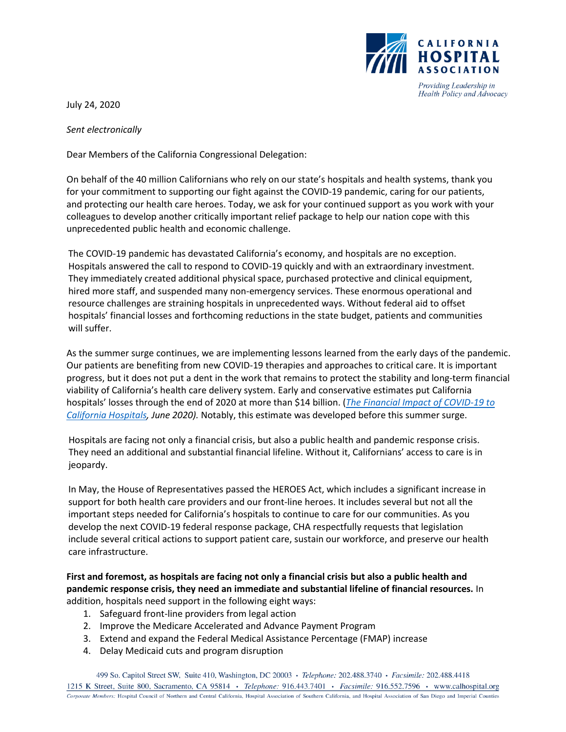July 24, 2020

*Sent electronically*

Dear Members of the California Congressional Delegation:

On behalf of the 40 million Californians who rely on our state's hospitals and health systems, thank you for your commitment to supporting our fight against the COVID-19 pandemic, caring for our patients, and protecting our health care heroes. Today, we ask for your continued support as you work with your colleagues to develop another critically important relief package to help our nation cope with this unprecedented public health and economic challenge.

The COVID-19 pandemic has devastated California's economy, and hospitals are no exception. Hospitals answered the call to respond to COVID-19 quickly and with an extraordinary investment. They immediately created additional physical space, purchased protective and clinical equipment, hired more staff, and suspended many non-emergency services. These enormous operational and resource challenges are straining hospitals in unprecedented ways. Without federal aid to offset hospitals' financial losses and forthcoming reductions in the state budget, patients and communities will suffer.

As the summer surge continues, we are implementing lessons learned from the early days of the pandemic. Our patients are benefiting from new COVID-19 therapies and approaches to critical care. It is important progress, but it does not put a dent in the work that remains to protect the stability and long-term financial viability of California's health care delivery system. Early and conservative estimates put California hospitals' losses through the end of 2020 at more than $14 billion. (*The Financial Impact of COVID-19 to California Hospitals, June 2020).* Notably, this estimate was developed before this summer surge.

Hospitals are facing not only a financial crisis, but also a public health and pandemic response crisis. They need an additional and substantial financial lifeline. Without it, Californians' access to care is in jeopardy.

In May, the House of Representatives passed the HEROES Act, which includes a significant increase in support for both health care providers and our front-line heroes. It includes several but not all the important steps needed for California's hospitals to continue to care for our communities. As you develop the next COVID-19 federal response package, CHA respectfully requests that legislation include several critical actions to support patient care, sustain our workforce, and preserve our health care infrastructure.

**First and foremost, as hospitals are facing not only a financial crisis but also a public health and pandemic response crisis, they need an immediate and substantial lifeline of financial resources.** In addition, hospitals need support in the following eight ways:

1. Safeguard front-line providers from legal action
2. Improve the Medicare Accelerated and Advance Payment Program
3. Extend and expand the Federal Medical Assistance Percentage (FMAP) increase
4. Delay Medicaid cuts and program disruption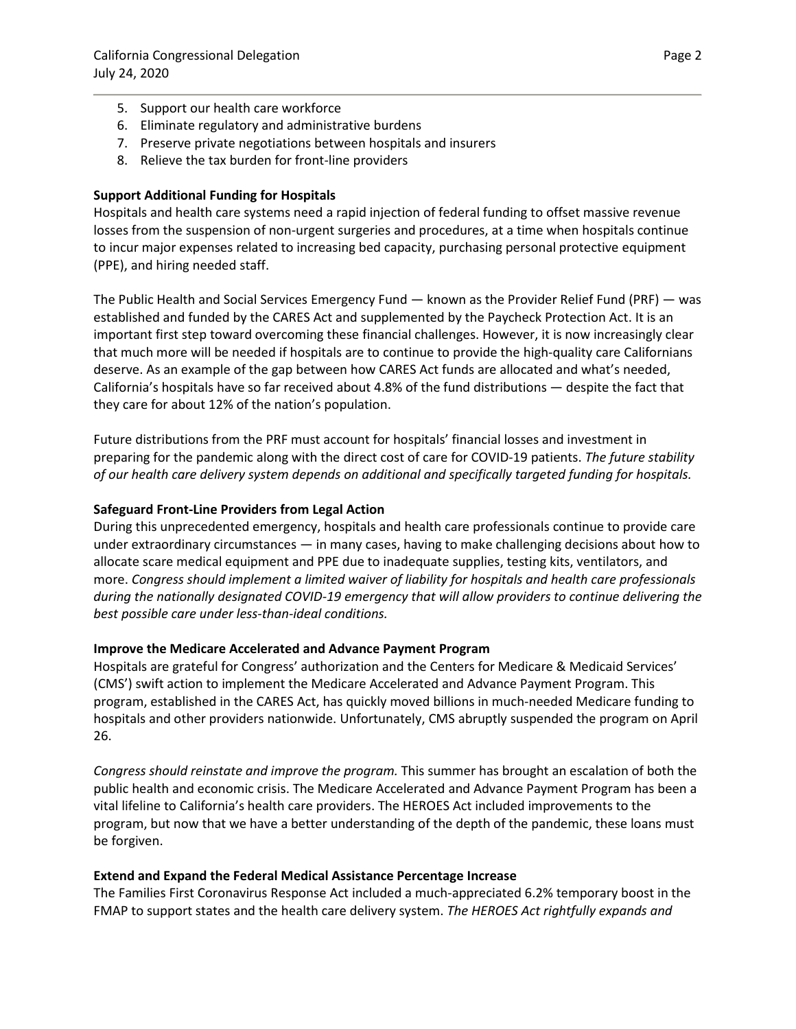5. Support our health care workforce
6. Eliminate regulatory and administrative burdens
7. Preserve private negotiations between hospitals and insurers
8. Relieve the tax burden for front-line providers

**Support Additional Funding for Hospitals**

Hospitals and health care systems need a rapid injection of federal funding to offset massive revenue losses from the suspension of non-urgent surgeries and procedures, at a time when hospitals continue to incur major expenses related to increasing bed capacity, purchasing personal protective equipment (PPE), and hiring needed staff.

The Public Health and Social Services Emergency Fund — known as the Provider Relief Fund (PRF) — was established and funded by the CARES Act and supplemented by the Paycheck Protection Act. It is an important first step toward overcoming these financial challenges. However, it is now increasingly clear that much more will be needed if hospitals are to continue to provide the high-quality care Californians deserve. As an example of the gap between how CARES Act funds are allocated and what's needed, California's hospitals have so far received about 4.8% of the fund distributions — despite the fact that they care for about 12% of the nation's population.

Future distributions from the PRF must account for hospitals' financial losses and investment in preparing for the pandemic along with the direct cost of care for COVID-19 patients. *The future stability of our health care delivery system depends on additional and specifically targeted funding for hospitals.*

**Safeguard Front-Line Providers from Legal Action**

During this unprecedented emergency, hospitals and health care professionals continue to provide care under extraordinary circumstances — in many cases, having to make challenging decisions about how to allocate scare medical equipment and PPE due to inadequate supplies, testing kits, ventilators, and more. *Congress should implement a limited waiver of liability for hospitals and health care professionals during the nationally designated COVID-19 emergency that will allow providers to continue delivering the best possible care under less-than-ideal conditions.*

**Improve the Medicare Accelerated and Advance Payment Program**

Hospitals are grateful for Congress' authorization and the Centers for Medicare & Medicaid Services' (CMS') swift action to implement the Medicare Accelerated and Advance Payment Program. This program, established in the CARES Act, has quickly moved billions in much-needed Medicare funding to hospitals and other providers nationwide. Unfortunately, CMS abruptly suspended the program on April 26.

*Congress should reinstate and improve the program.* This summer has brought an escalation of both the public health and economic crisis. The Medicare Accelerated and Advance Payment Program has been a vital lifeline to California's health care providers. The HEROES Act included improvements to the program, but now that we have a better understanding of the depth of the pandemic, these loans must be forgiven.

**Extend and Expand the Federal Medical Assistance Percentage Increase**

The Families First Coronavirus Response Act included a much-appreciated 6.2% temporary boost in the FMAP to support states and the health care delivery system. *The HEROES Act rightfully expands and*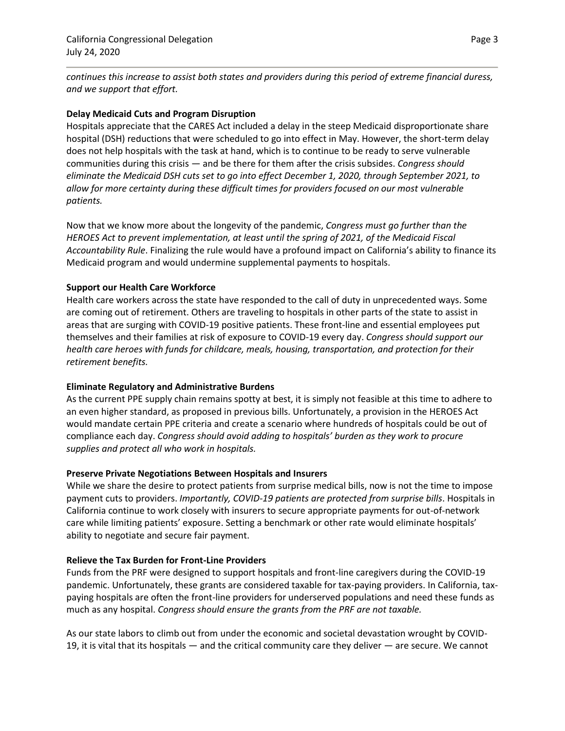*continues this increase to assist both states and providers during this period of extreme financial duress, and we support that effort.*

**Delay Medicaid Cuts and Program Disruption**

Hospitals appreciate that the CARES Act included a delay in the steep Medicaid disproportionate share hospital (DSH) reductions that were scheduled to go into effect in May. However, the short-term delay does not help hospitals with the task at hand, which is to continue to be ready to serve vulnerable communities during this crisis — and be there for them after the crisis subsides. *Congress should eliminate the Medicaid DSH cuts set to go into effect December 1, 2020, through September 2021, to allow for more certainty during these difficult times for providers focused on our most vulnerable patients.*

Now that we know more about the longevity of the pandemic, *Congress must go further than the HEROES Act to prevent implementation, at least until the spring of 2021, of the Medicaid Fiscal Accountability Rule*. Finalizing the rule would have a profound impact on California's ability to finance its Medicaid program and would undermine supplemental payments to hospitals.

**Support our Health Care Workforce**

Health care workers across the state have responded to the call of duty in unprecedented ways. Some are coming out of retirement. Others are traveling to hospitals in other parts of the state to assist in areas that are surging with COVID-19 positive patients. These front-line and essential employees put themselves and their families at risk of exposure to COVID-19 every day. *Congress should support our health care heroes with funds for childcare, meals, housing, transportation, and protection for their retirement benefits.*

**Eliminate Regulatory and Administrative Burdens**

As the current PPE supply chain remains spotty at best, it is simply not feasible at this time to adhere to an even higher standard, as proposed in previous bills. Unfortunately, a provision in the HEROES Act would mandate certain PPE criteria and create a scenario where hundreds of hospitals could be out of compliance each day. *Congress should avoid adding to hospitals' burden as they work to procure supplies and protect all who work in hospitals.*

**Preserve Private Negotiations Between Hospitals and Insurers**

While we share the desire to protect patients from surprise medical bills, now is not the time to impose payment cuts to providers. *Importantly, COVID-19 patients are protected from surprise bills*. Hospitals in California continue to work closely with insurers to secure appropriate payments for out-of-network care while limiting patients' exposure. Setting a benchmark or other rate would eliminate hospitals' ability to negotiate and secure fair payment.

**Relieve the Tax Burden for Front-Line Providers**

Funds from the PRF were designed to support hospitals and front-line caregivers during the COVID-19 pandemic. Unfortunately, these grants are considered taxable for tax-paying providers. In California, tax-paying hospitals are often the front-line providers for underserved populations and need these funds as much as any hospital. *Congress should ensure the grants from the PRF are not taxable.*

As our state labors to climb out from under the economic and societal devastation wrought by COVID-19, it is vital that its hospitals — and the critical community care they deliver — are secure. We cannot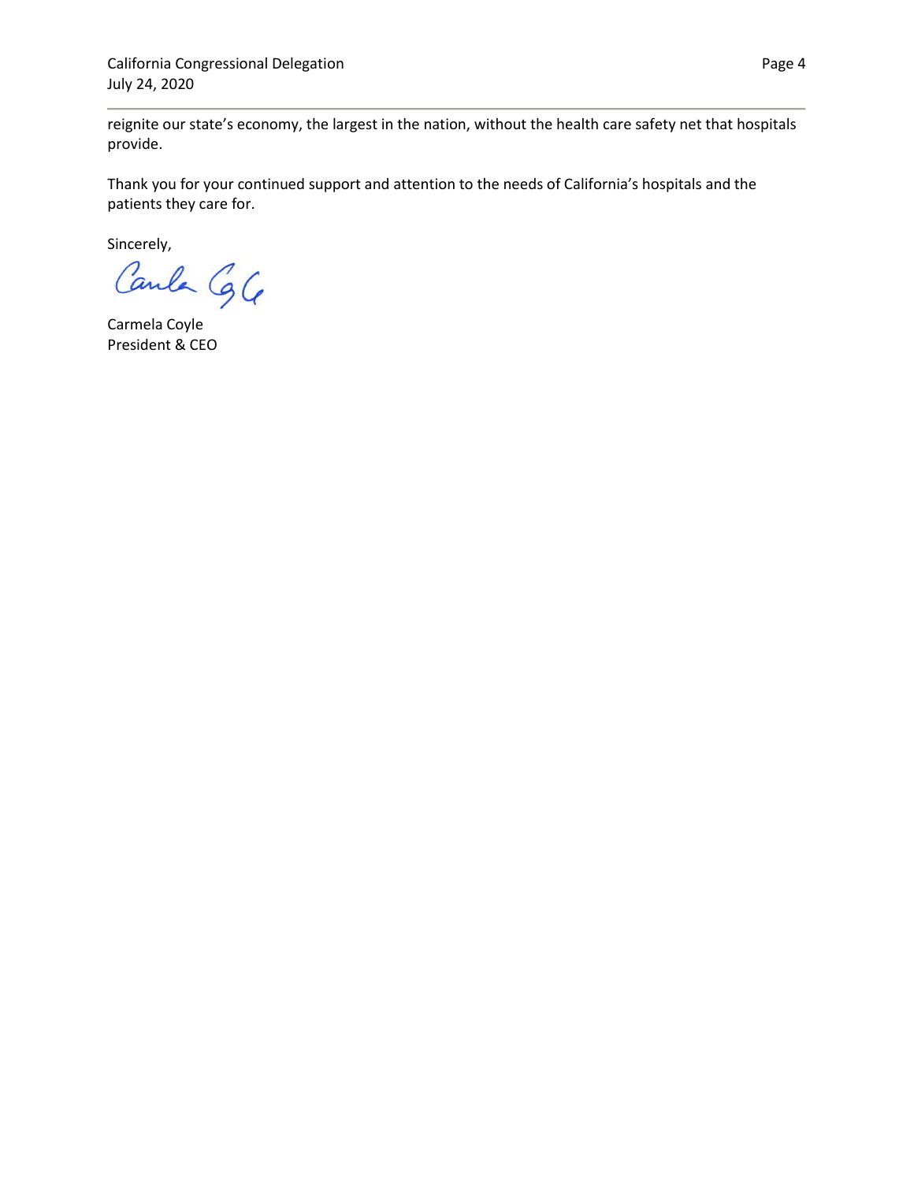reignite our state's economy, the largest in the nation, without the health care safety net that hospitals provide.

Thank you for your continued support and attention to the needs of California's hospitals and the patients they care for.

Sincerely,

Carmela Coyle
President & CEO